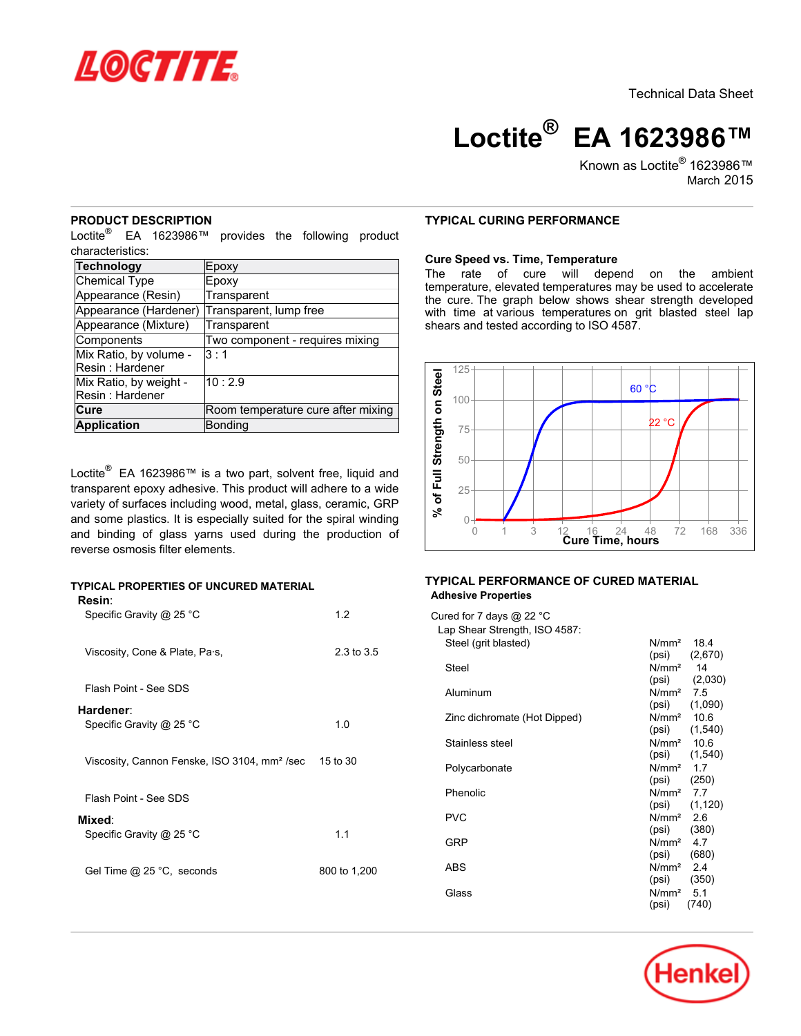LOCTITE

Technical Data Sheet

# Loctite® EA 1623986™

Known as Loctite® 1623986™
March 2015

## PRODUCT DESCRIPTION

Loctite® EA 1623986™ provides the following product characteristics:

| | |
|---|---|
| **Technology** | Epoxy |
| Chemical Type | Epoxy |
| Appearance (Resin) | Transparent |
| Appearance (Hardener) | Transparent, lump free |
| Appearance (Mixture) | Transparent |
| Components | Two component - requires mixing |
| Mix Ratio, by volume - Resin : Hardener | 3 : 1 |
| Mix Ratio, by weight - Resin : Hardener | 10 : 2.9 |
| **Cure** | Room temperature cure after mixing |
| **Application** | Bonding |

Loctite® EA 1623986™ is a two part, solvent free, liquid and transparent epoxy adhesive. This product will adhere to a wide variety of surfaces including wood, metal, glass, ceramic, GRP and some plastics. It is especially suited for the spiral winding and binding of glass yarns used during the production of reverse osmosis filter elements.

## TYPICAL PROPERTIES OF UNCURED MATERIAL

**Resin**:

| | |
|---|---|
| Specific Gravity @ 25 °C | 1.2 |
| Viscosity, Cone & Plate, Pa·s, | 2.3 to 3.5 |
| Flash Point - See SDS | |

**Hardener**:

| | |
|---|---|
| Specific Gravity @ 25 °C | 1.0 |
| Viscosity, Cannon Fenske, ISO 3104, mm² /sec | 15 to 30 |
| Flash Point - See SDS | |

**Mixed**:

| | |
|---|---|
| Specific Gravity @ 25 °C | 1.1 |
| Gel Time @ 25 °C, seconds | 800 to 1,200 |

## TYPICAL CURING PERFORMANCE

### Cure Speed vs. Time, Temperature

The rate of cure will depend on the ambient temperature, elevated temperatures may be used to accelerate the cure. The graph below shows shear strength developed with time at various temperatures on grit blasted steel lap shears and tested according to ISO 4587.

% of Full Strength on Steel
125
100
75
50
25
0
0 1 3 12 16 24 48 72 168 336
Cure Time, hours
60 °C
22 °C

## TYPICAL PERFORMANCE OF CURED MATERIAL

### Adhesive Properties

Cured for 7 days @ 22 °C
Lap Shear Strength, ISO 4587:

| | | |
|---|---|---|
| Steel (grit blasted) | N/mm² (psi) | 18.4 (2,670) |
| Steel | N/mm² (psi) | 14 (2,030) |
| Aluminum | N/mm² (psi) | 7.5 (1,090) |
| Zinc dichromate (Hot Dipped) | N/mm² (psi) | 10.6 (1,540) |
| Stainless steel | N/mm² (psi) | 10.6 (1,540) |
| Polycarbonate | N/mm² (psi) | 1.7 (250) |
| Phenolic | N/mm² (psi) | 7.7 (1,120) |
| PVC | N/mm² (psi) | 2.6 (380) |
| GRP | N/mm² (psi) | 4.7 (680) |
| ABS | N/mm² (psi) | 2.4 (350) |
| Glass | N/mm² (psi) | 5.1 (740) |

Henkel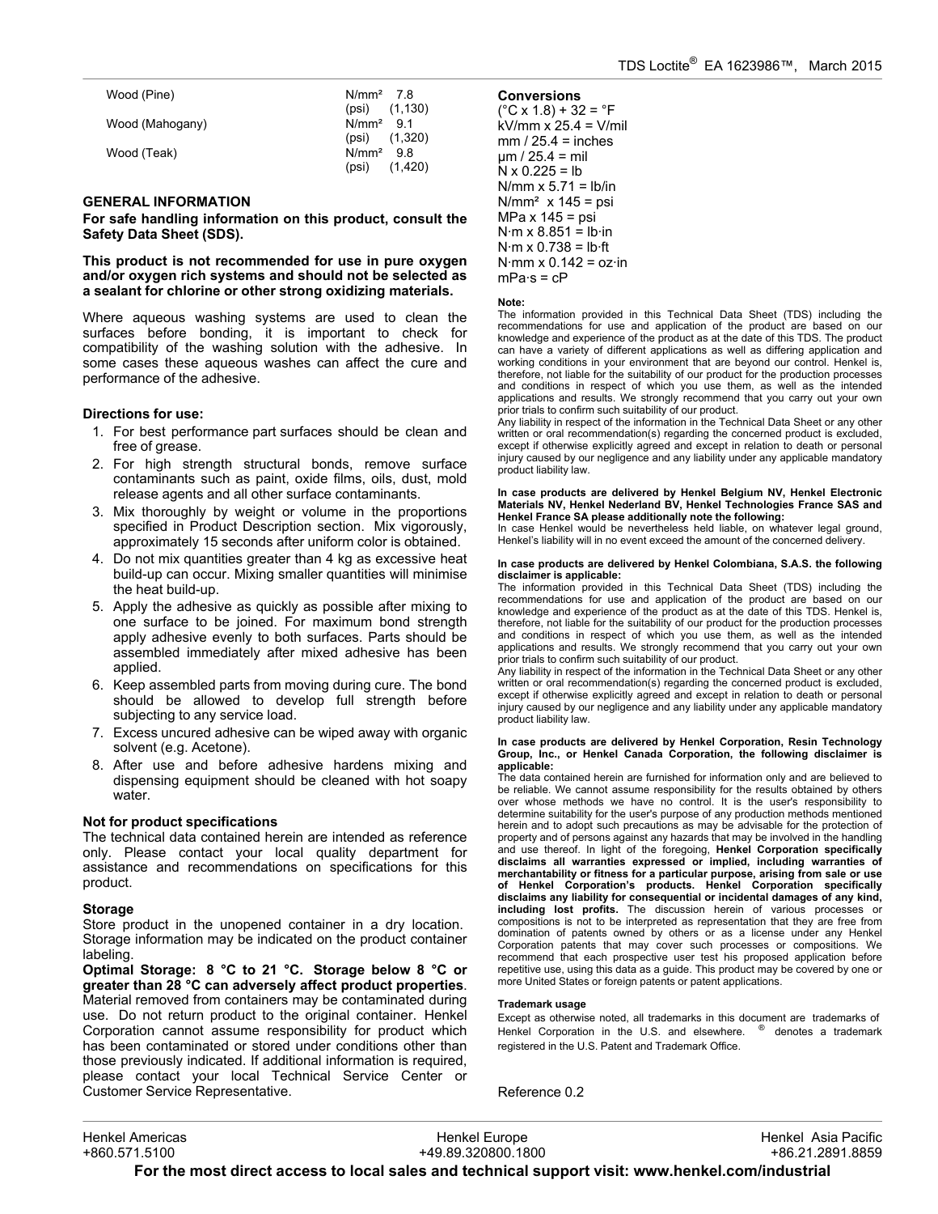| | | |
|---|---|---|
| Wood (Pine) | N/mm² | 7.8 |
| | (psi) | (1,130) |
| Wood (Mahogany) | N/mm² | 9.1 |
| | (psi) | (1,320) |
| Wood (Teak) | N/mm² | 9.8 |
| | (psi) | (1,420) |

## GENERAL INFORMATION

**For safe handling information on this product, consult the Safety Data Sheet (SDS).**

**This product is not recommended for use in pure oxygen and/or oxygen rich systems and should not be selected as a sealant for chlorine or other strong oxidizing materials.**

Where aqueous washing systems are used to clean the surfaces before bonding, it is important to check for compatibility of the washing solution with the adhesive. In some cases these aqueous washes can affect the cure and performance of the adhesive.

### Directions for use:

1. For best performance part surfaces should be clean and free of grease.
2. For high strength structural bonds, remove surface contaminants such as paint, oxide films, oils, dust, mold release agents and all other surface contaminants.
3. Mix thoroughly by weight or volume in the proportions specified in Product Description section. Mix vigorously, approximately 15 seconds after uniform color is obtained.
4. Do not mix quantities greater than 4 kg as excessive heat build-up can occur. Mixing smaller quantities will minimise the heat build-up.
5. Apply the adhesive as quickly as possible after mixing to one surface to be joined. For maximum bond strength apply adhesive evenly to both surfaces. Parts should be assembled immediately after mixed adhesive has been applied.
6. Keep assembled parts from moving during cure. The bond should be allowed to develop full strength before subjecting to any service load.
7. Excess uncured adhesive can be wiped away with organic solvent (e.g. Acetone).
8. After use and before adhesive hardens mixing and dispensing equipment should be cleaned with hot soapy water.

### Not for product specifications

The technical data contained herein are intended as reference only. Please contact your local quality department for assistance and recommendations on specifications for this product.

### Storage

Store product in the unopened container in a dry location. Storage information may be indicated on the product container labeling.

**Optimal Storage: 8 °C to 21 °C. Storage below 8 °C or greater than 28 °C can adversely affect product properties**. Material removed from containers may be contaminated during use. Do not return product to the original container. Henkel Corporation cannot assume responsibility for product which has been contaminated or stored under conditions other than those previously indicated. If additional information is required, please contact your local Technical Service Center or Customer Service Representative.

### Conversions

(°C x 1.8) + 32 = °F
kV/mm x 25.4 = V/mil
mm / 25.4 = inches
µm / 25.4 = mil
N x 0.225 = lb
N/mm x 5.71 = lb/in
N/mm² x 145 = psi
MPa x 145 = psi
N·m x 8.851 = lb·in
N·m x 0.738 = lb·ft
N·mm x 0.142 = oz·in
mPa·s = cP

#### Note:

The information provided in this Technical Data Sheet (TDS) including the recommendations for use and application of the product are based on our knowledge and experience of the product as at the date of this TDS. The product can have a variety of different applications as well as differing application and working conditions in your environment that are beyond our control. Henkel is, therefore, not liable for the suitability of our product for the production processes and conditions in respect of which you use them, as well as the intended applications and results. We strongly recommend that you carry out your own prior trials to confirm such suitability of our product.
Any liability in respect of the information in the Technical Data Sheet or any other written or oral recommendation(s) regarding the concerned product is excluded, except if otherwise explicitly agreed and except in relation to death or personal injury caused by our negligence and any liability under any applicable mandatory product liability law.

**In case products are delivered by Henkel Belgium NV, Henkel Electronic Materials NV, Henkel Nederland BV, Henkel Technologies France SAS and Henkel France SA please additionally note the following:**
In case Henkel would be nevertheless held liable, on whatever legal ground, Henkel's liability will in no event exceed the amount of the concerned delivery.

**In case products are delivered by Henkel Colombiana, S.A.S. the following disclaimer is applicable:**
The information provided in this Technical Data Sheet (TDS) including the recommendations for use and application of the product are based on our knowledge and experience of the product as at the date of this TDS. Henkel is, therefore, not liable for the suitability of our product for the production processes and conditions in respect of which you use them, as well as the intended applications and results. We strongly recommend that you carry out your own prior trials to confirm such suitability of our product.
Any liability in respect of the information in the Technical Data Sheet or any other written or oral recommendation(s) regarding the concerned product is excluded, except if otherwise explicitly agreed and except in relation to death or personal injury caused by our negligence and any liability under any applicable mandatory product liability law.

**In case products are delivered by Henkel Corporation, Resin Technology Group, Inc., or Henkel Canada Corporation, the following disclaimer is applicable:**
The data contained herein are furnished for information only and are believed to be reliable. We cannot assume responsibility for the results obtained by others over whose methods we have no control. It is the user's responsibility to determine suitability for the user's purpose of any production methods mentioned herein and to adopt such precautions as may be advisable for the protection of property and of persons against any hazards that may be involved in the handling and use thereof. In light of the foregoing, **Henkel Corporation specifically disclaims all warranties expressed or implied, including warranties of merchantability or fitness for a particular purpose, arising from sale or use of Henkel Corporation's products. Henkel Corporation specifically disclaims any liability for consequential or incidental damages of any kind, including lost profits.** The discussion herein of various processes or compositions is not to be interpreted as representation that they are free from domination of patents owned by others or as a license under any Henkel Corporation patents that may cover such processes or compositions. We recommend that each prospective user test his proposed application before repetitive use, using this data as a guide. This product may be covered by one or more United States or foreign patents or patent applications.

#### Trademark usage

Except as otherwise noted, all trademarks in this document are trademarks of Henkel Corporation in the U.S. and elsewhere. ® denotes a trademark registered in the U.S. Patent and Trademark Office.

Reference 0.2

Henkel Americas +860.571.5100 | Henkel Europe +49.89.320800.1800 | Henkel Asia Pacific +86.21.2891.8859

**For the most direct access to local sales and technical support visit: www.henkel.com/industrial**